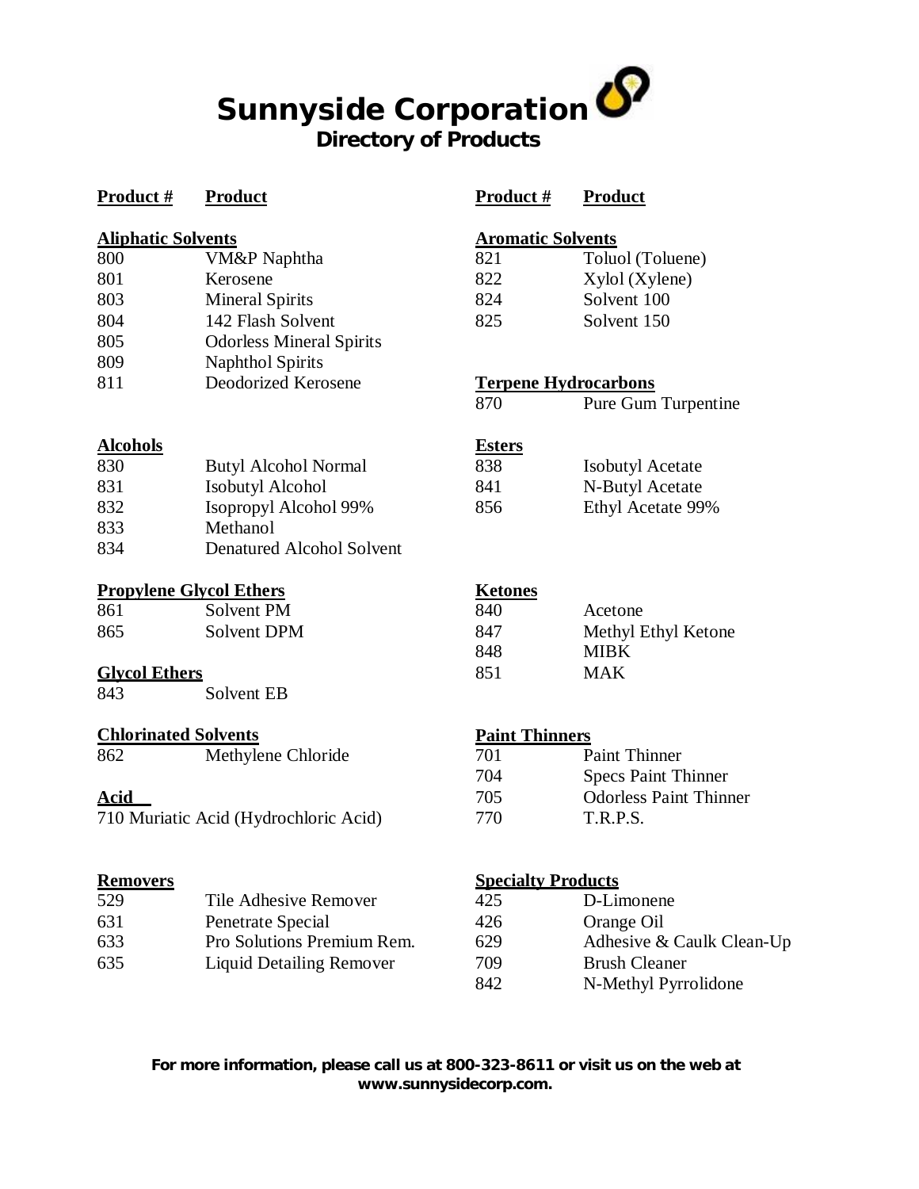# Sunnyside Corporation

## Directory of Products

### Aliphatic Solvents

| Product # | Product |
|---|---|
| 800 | VM&P Naphtha |
| 801 | Kerosene |
| 803 | Mineral Spirits |
| 804 | 142 Flash Solvent |
| 805 | Odorless Mineral Spirits |
| 809 | Naphthol Spirits |
| 811 | Deodorized Kerosene |

### Alcohols

| Product # | Product |
|---|---|
| 830 | Butyl Alcohol Normal |
| 831 | Isobutyl Alcohol |
| 832 | Isopropyl Alcohol 99% |
| 833 | Methanol |
| 834 | Denatured Alcohol Solvent |

### Propylene Glycol Ethers

| Product # | Product |
|---|---|
| 861 | Solvent PM |
| 865 | Solvent DPM |

### Glycol Ethers

| Product # | Product |
|---|---|
| 843 | Solvent EB |

### Chlorinated Solvents

| Product # | Product |
|---|---|
| 862 | Methylene Chloride |

### Acid

710 Muriatic Acid (Hydrochloric Acid)

### Removers

| Product # | Product |
|---|---|
| 529 | Tile Adhesive Remover |
| 631 | Penetrate Special |
| 633 | Pro Solutions Premium Rem. |
| 635 | Liquid Detailing Remover |

### Aromatic Solvents

| Product # | Product |
|---|---|
| 821 | Toluol (Toluene) |
| 822 | Xylol (Xylene) |
| 824 | Solvent 100 |
| 825 | Solvent 150 |

### Terpene Hydrocarbons

| Product # | Product |
|---|---|
| 870 | Pure Gum Turpentine |

### Esters

| Product # | Product |
|---|---|
| 838 | Isobutyl Acetate |
| 841 | N-Butyl Acetate |
| 856 | Ethyl Acetate 99% |

### Ketones

| Product # | Product |
|---|---|
| 840 | Acetone |
| 847 | Methyl Ethyl Ketone |
| 848 | MIBK |
| 851 | MAK |

### Paint Thinners

| Product # | Product |
|---|---|
| 701 | Paint Thinner |
| 704 | Specs Paint Thinner |
| 705 | Odorless Paint Thinner |
| 770 | T.R.P.S. |

### Specialty Products

| Product # | Product |
|---|---|
| 425 | D-Limonene |
| 426 | Orange Oil |
| 629 | Adhesive & Caulk Clean-Up |
| 709 | Brush Cleaner |
| 842 | N-Methyl Pyrrolidone |

**For more information, please call us at 800-323-8611 or visit us on the web at www.sunnysidecorp.com.**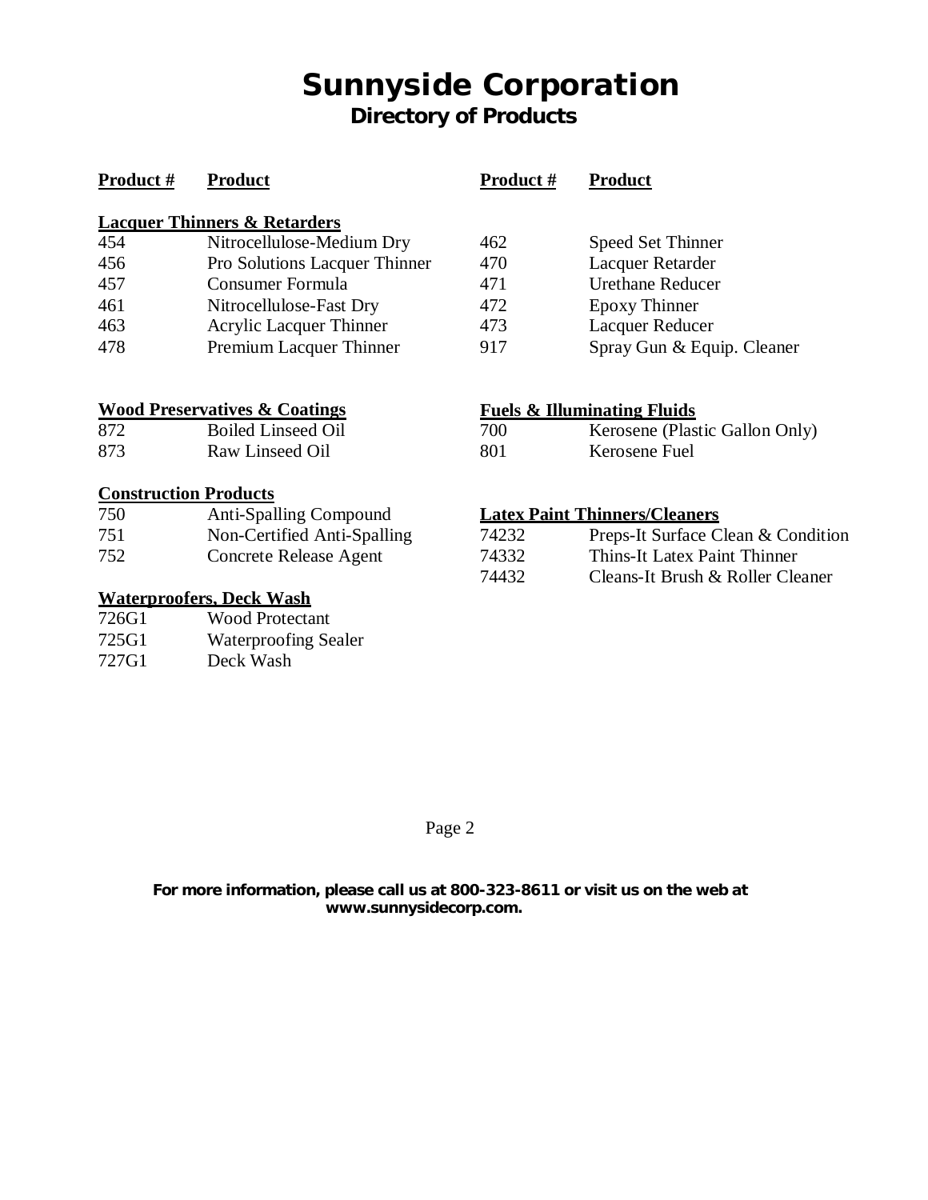# Sunnyside Corporation

## Directory of Products

### Lacquer Thinners & Retarders

| Product # | Product |
| --- | --- |
| 454 | Nitrocellulose-Medium Dry |
| 456 | Pro Solutions Lacquer Thinner |
| 457 | Consumer Formula |
| 461 | Nitrocellulose-Fast Dry |
| 463 | Acrylic Lacquer Thinner |
| 478 | Premium Lacquer Thinner |
| 462 | Speed Set Thinner |
| 470 | Lacquer Retarder |
| 471 | Urethane Reducer |
| 472 | Epoxy Thinner |
| 473 | Lacquer Reducer |
| 917 | Spray Gun & Equip. Cleaner |

### Wood Preservatives & Coatings

| Product # | Product |
| --- | --- |
| 872 | Boiled Linseed Oil |
| 873 | Raw Linseed Oil |

### Construction Products

| Product # | Product |
| --- | --- |
| 750 | Anti-Spalling Compound |
| 751 | Non-Certified Anti-Spalling |
| 752 | Concrete Release Agent |

### Waterproofers, Deck Wash

| Product # | Product |
| --- | --- |
| 726G1 | Wood Protectant |
| 725G1 | Waterproofing Sealer |
| 727G1 | Deck Wash |

### Fuels & Illuminating Fluids

| Product # | Product |
| --- | --- |
| 700 | Kerosene (Plastic Gallon Only) |
| 801 | Kerosene Fuel |

### Latex Paint Thinners/Cleaners

| Product # | Product |
| --- | --- |
| 74232 | Preps-It Surface Clean & Condition |
| 74332 | Thins-It Latex Paint Thinner |
| 74432 | Cleans-It Brush & Roller Cleaner |

**For more information, please call us at 800-323-8611 or visit us on the web at www.sunnysidecorp.com.**